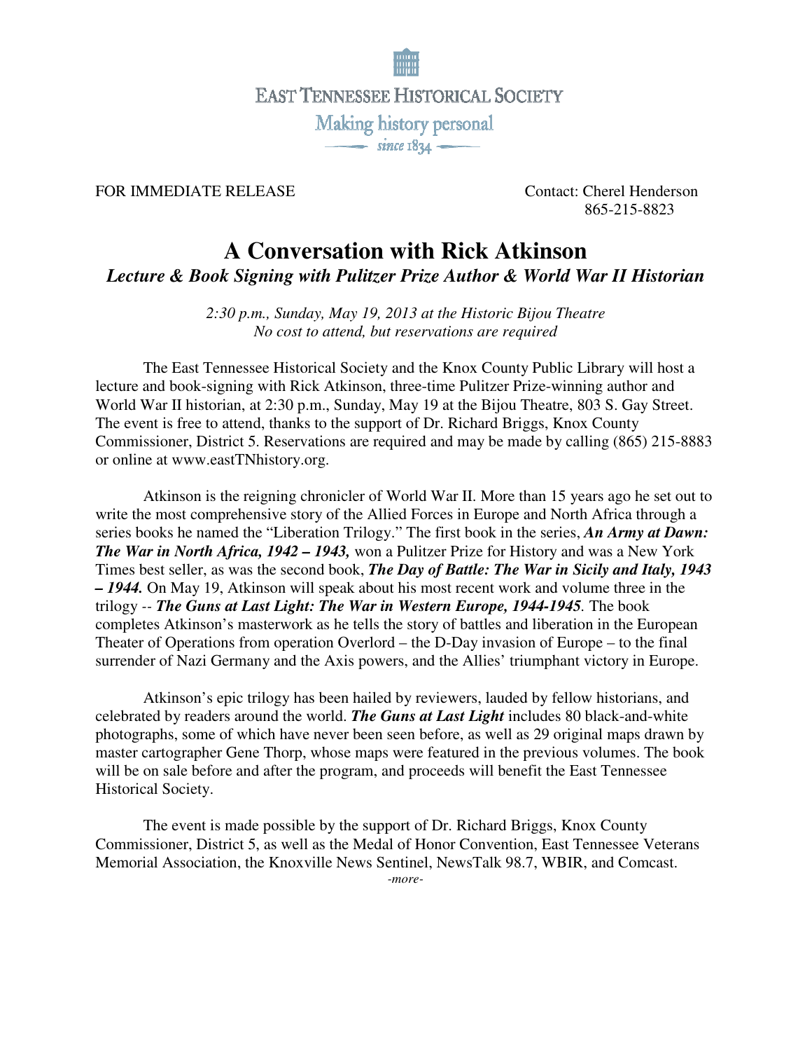EAST TENNESSEE HISTORICAL SOCIETY

Making history personal

since 1834

FOR IMMEDIATE RELEASE

Contact: Cherel Henderson
865-215-8823

# A Conversation with Rick Atkinson

## *Lecture & Book Signing with Pulitzer Prize Author & World War II Historian*

*2:30 p.m., Sunday, May 19, 2013 at the Historic Bijou Theatre*
*No cost to attend, but reservations are required*

The East Tennessee Historical Society and the Knox County Public Library will host a lecture and book-signing with Rick Atkinson, three-time Pulitzer Prize-winning author and World War II historian, at 2:30 p.m., Sunday, May 19 at the Bijou Theatre, 803 S. Gay Street. The event is free to attend, thanks to the support of Dr. Richard Briggs, Knox County Commissioner, District 5. Reservations are required and may be made by calling (865) 215-8883 or online at www.eastTNhistory.org.

Atkinson is the reigning chronicler of World War II. More than 15 years ago he set out to write the most comprehensive story of the Allied Forces in Europe and North Africa through a series books he named the "Liberation Trilogy." The first book in the series, ***An Army at Dawn: The War in North Africa, 1942 – 1943,*** won a Pulitzer Prize for History and was a New York Times best seller, as was the second book, ***The Day of Battle: The War in Sicily and Italy, 1943 – 1944.*** On May 19, Atkinson will speak about his most recent work and volume three in the trilogy -- ***The Guns at Last Light: The War in Western Europe, 1944-1945***. The book completes Atkinson's masterwork as he tells the story of battles and liberation in the European Theater of Operations from operation Overlord – the D-Day invasion of Europe – to the final surrender of Nazi Germany and the Axis powers, and the Allies' triumphant victory in Europe.

Atkinson's epic trilogy has been hailed by reviewers, lauded by fellow historians, and celebrated by readers around the world. ***The Guns at Last Light*** includes 80 black-and-white photographs, some of which have never been seen before, as well as 29 original maps drawn by master cartographer Gene Thorp, whose maps were featured in the previous volumes. The book will be on sale before and after the program, and proceeds will benefit the East Tennessee Historical Society.

The event is made possible by the support of Dr. Richard Briggs, Knox County Commissioner, District 5, as well as the Medal of Honor Convention, East Tennessee Veterans Memorial Association, the Knoxville News Sentinel, NewsTalk 98.7, WBIR, and Comcast.

*-more-*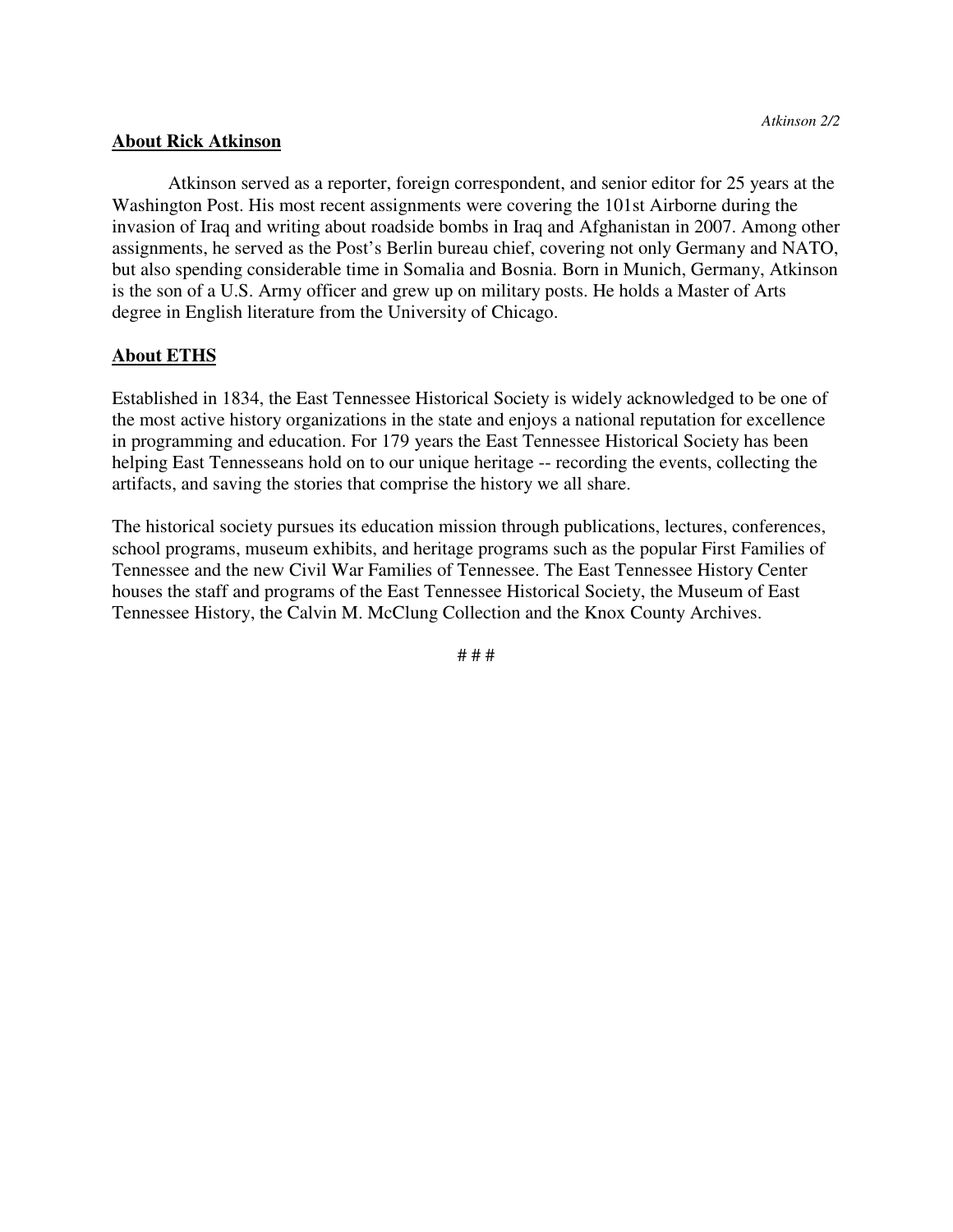## About Rick Atkinson

Atkinson served as a reporter, foreign correspondent, and senior editor for 25 years at the Washington Post. His most recent assignments were covering the 101st Airborne during the invasion of Iraq and writing about roadside bombs in Iraq and Afghanistan in 2007. Among other assignments, he served as the Post's Berlin bureau chief, covering not only Germany and NATO, but also spending considerable time in Somalia and Bosnia. Born in Munich, Germany, Atkinson is the son of a U.S. Army officer and grew up on military posts. He holds a Master of Arts degree in English literature from the University of Chicago.

## About ETHS

Established in 1834, the East Tennessee Historical Society is widely acknowledged to be one of the most active history organizations in the state and enjoys a national reputation for excellence in programming and education. For 179 years the East Tennessee Historical Society has been helping East Tennesseans hold on to our unique heritage -- recording the events, collecting the artifacts, and saving the stories that comprise the history we all share.

The historical society pursues its education mission through publications, lectures, conferences, school programs, museum exhibits, and heritage programs such as the popular First Families of Tennessee and the new Civil War Families of Tennessee. The East Tennessee History Center houses the staff and programs of the East Tennessee Historical Society, the Museum of East Tennessee History, the Calvin M. McClung Collection and the Knox County Archives.

# # #